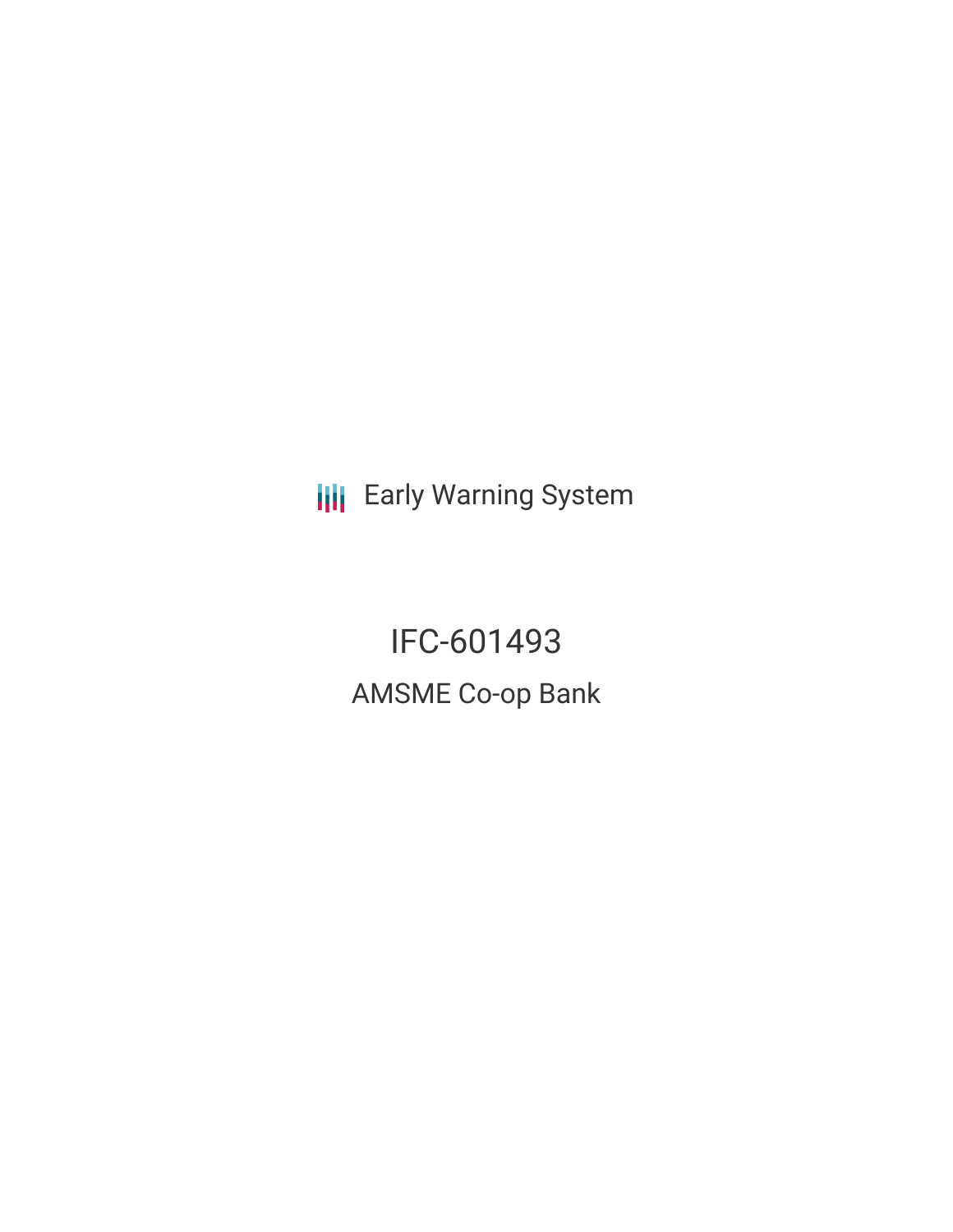Early Warning System

# IFC-601493

## AMSME Co-op Bank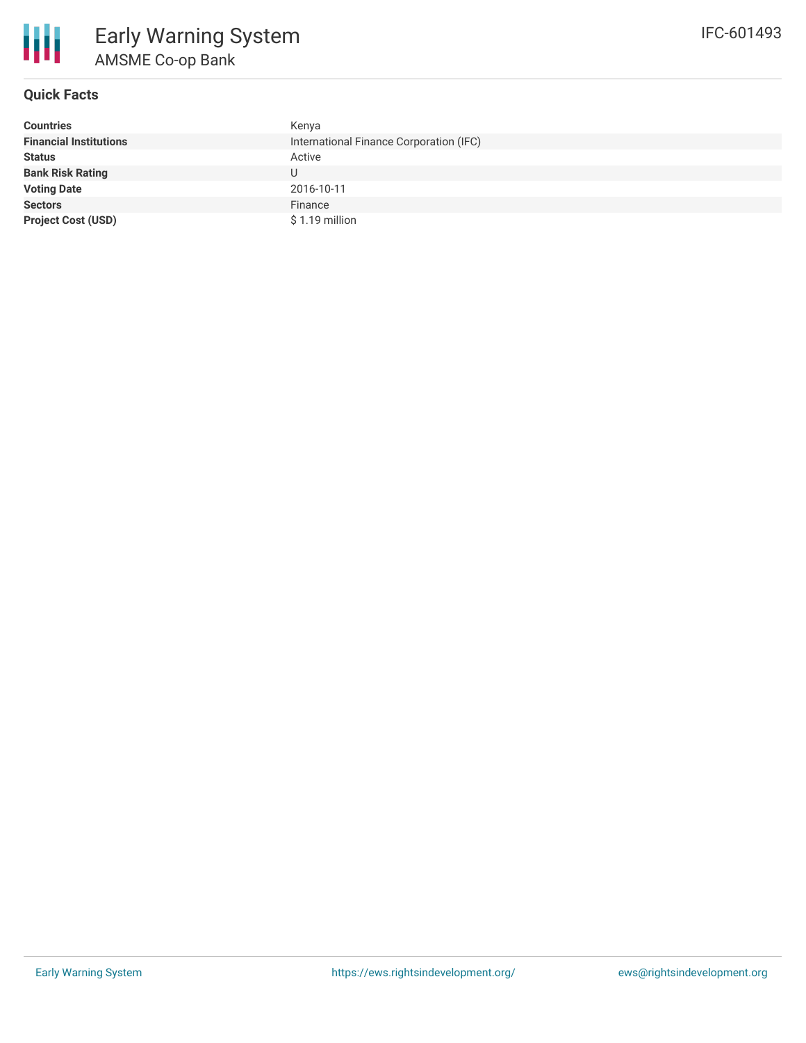# Early Warning System

## AMSME Co-op Bank

IFC-601493

### Quick Facts

| | |
|---|---|
| **Countries** | Kenya |
| **Financial Institutions** | International Finance Corporation (IFC) |
| **Status** | Active |
| **Bank Risk Rating** | U |
| **Voting Date** | 2016-10-11 |
| **Sectors** | Finance |
| **Project Cost (USD)** | $ 1.19 million |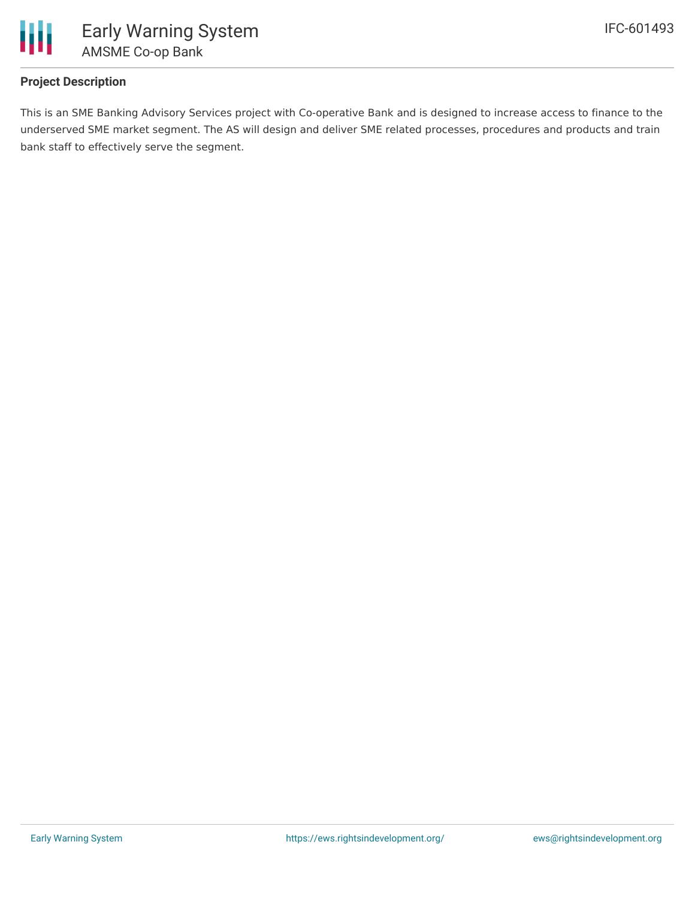## Project Description

This is an SME Banking Advisory Services project with Co-operative Bank and is designed to increase access to finance to the underserved SME market segment. The AS will design and deliver SME related processes, procedures and products and train bank staff to effectively serve the segment.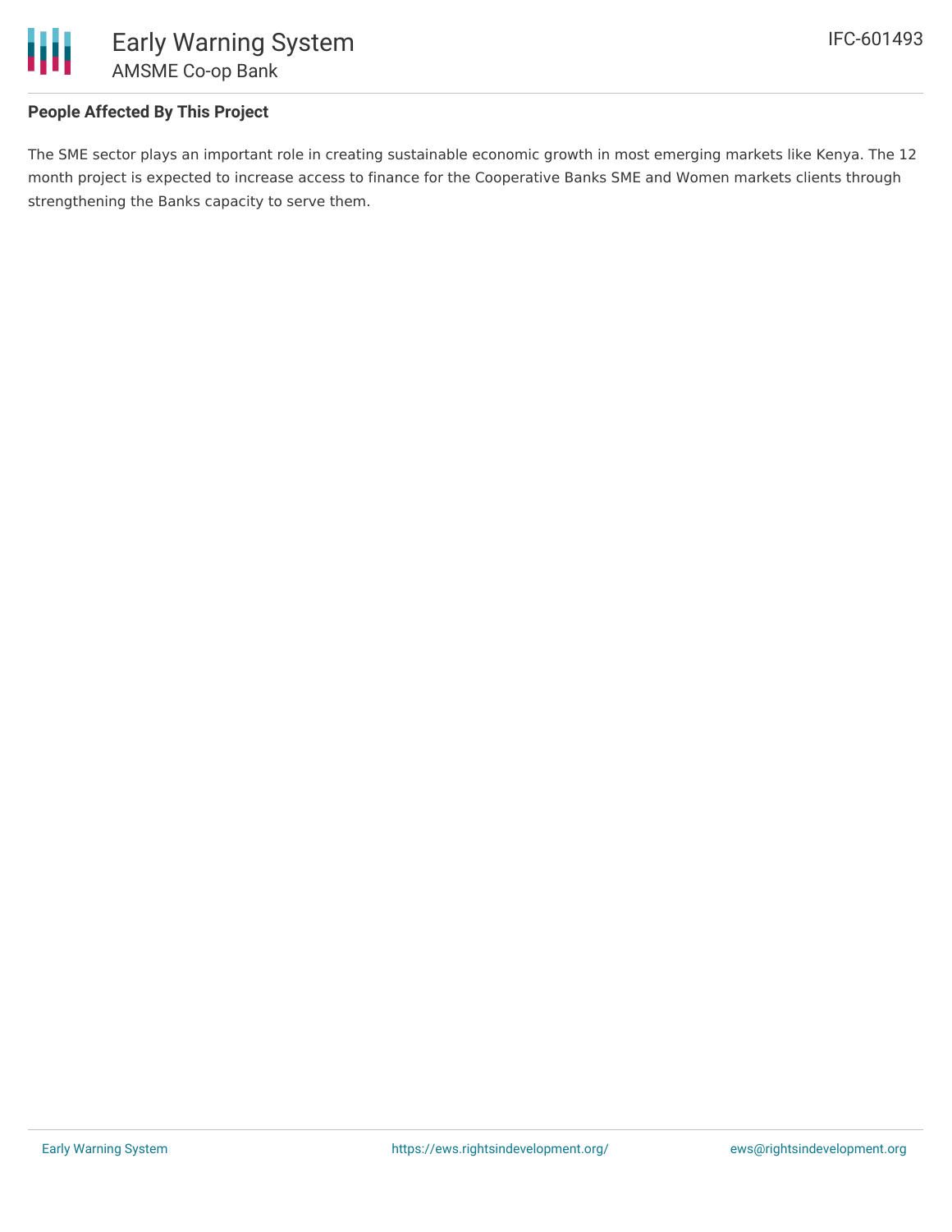**People Affected By This Project**

The SME sector plays an important role in creating sustainable economic growth in most emerging markets like Kenya. The 12 month project is expected to increase access to finance for the Cooperative Banks SME and Women markets clients through strengthening the Banks capacity to serve them.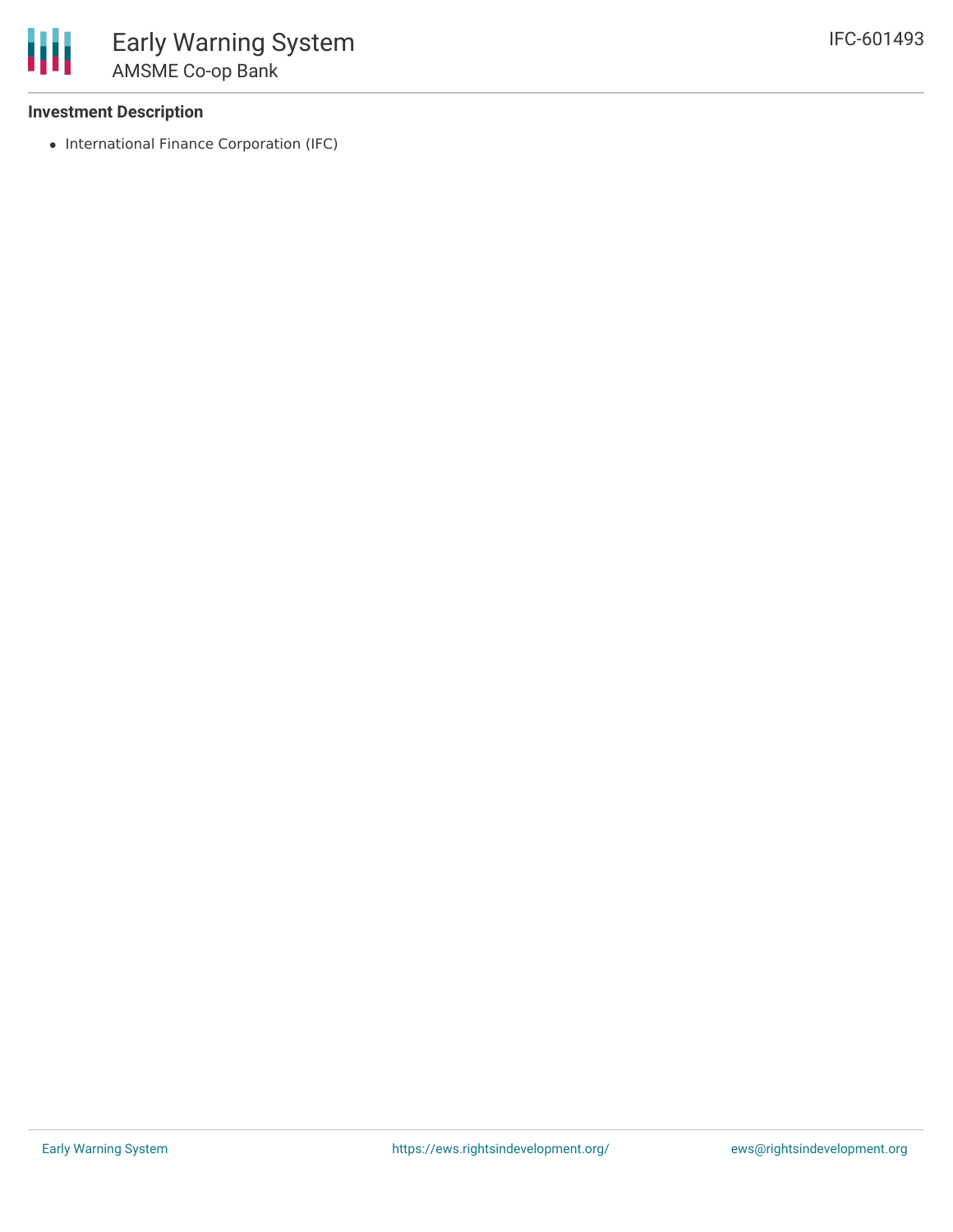### Investment Description

- International Finance Corporation (IFC)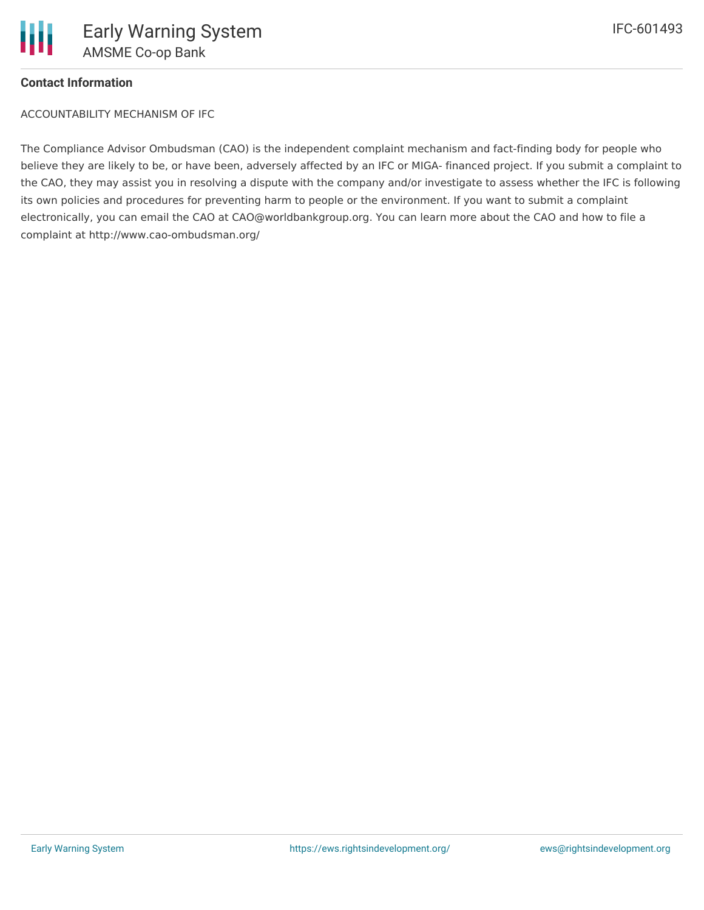**Contact Information**

ACCOUNTABILITY MECHANISM OF IFC

The Compliance Advisor Ombudsman (CAO) is the independent complaint mechanism and fact-finding body for people who believe they are likely to be, or have been, adversely affected by an IFC or MIGA- financed project. If you submit a complaint to the CAO, they may assist you in resolving a dispute with the company and/or investigate to assess whether the IFC is following its own policies and procedures for preventing harm to people or the environment. If you want to submit a complaint electronically, you can email the CAO at CAO@worldbankgroup.org. You can learn more about the CAO and how to file a complaint at http://www.cao-ombudsman.org/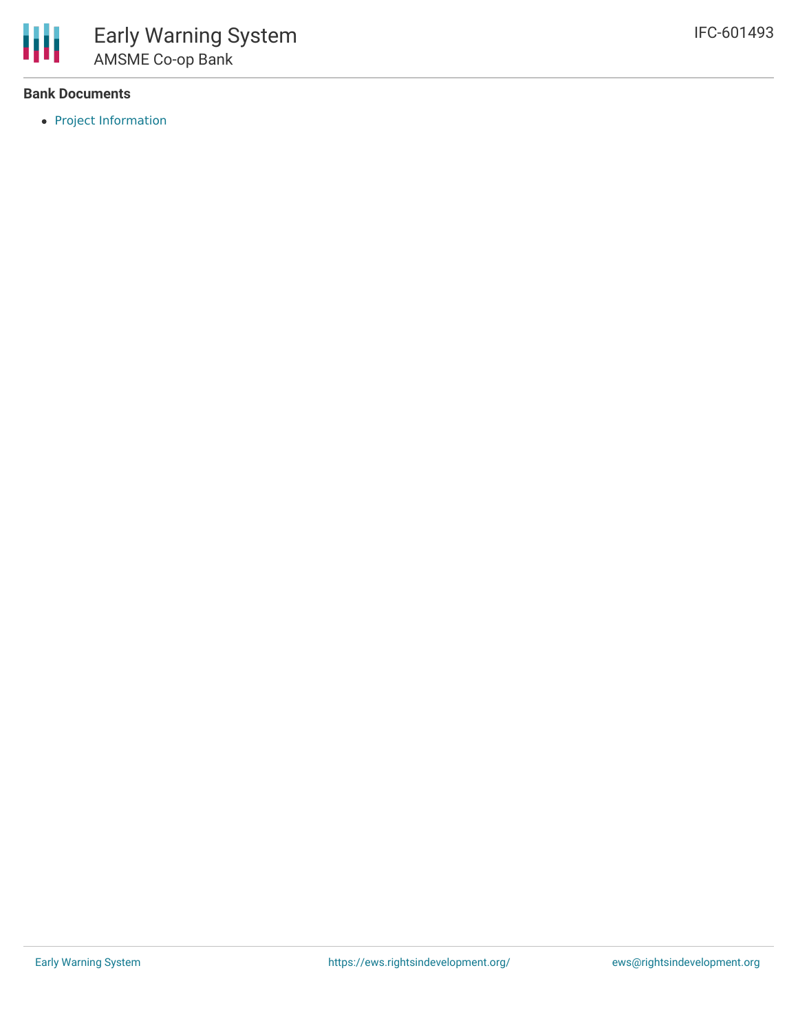**Bank Documents**

- Project Information